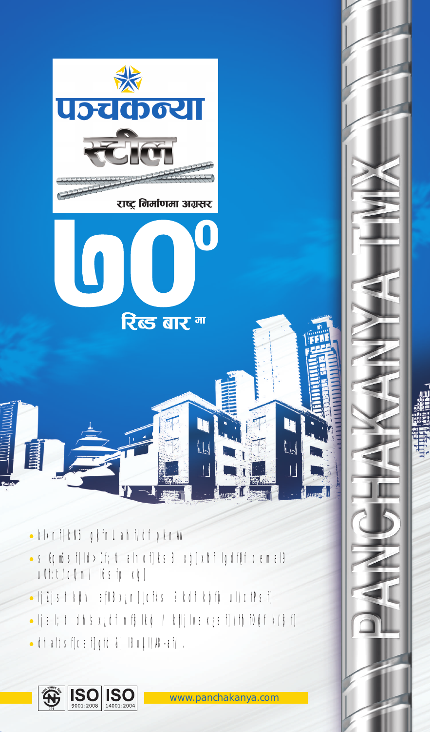# पञ्चकन्या स्टील

राष्ट्र निर्माणमा अग्रसर

## ७०° रिब्ड बारमा

- k|xnf]kN6 gDafn Lah f/df pkn AW
- s lGqmßs f]Id>0f;b alnof]ks 8 xfb]xbf lgdf0f cemal9 u0f:t/oQm/ l6sfp xb]
- ljZjs f kþV af]08x¿n]]ofks ?kdf kþfþ ul/cfPs f]
- ljs l;t dh sx¿df nf]kþ / kfljlws x¿s f]/f]f0{f k/]f]
- dhaltsf]cs f[yfd 6/ l8u{l/A8-af/.

PANCHAKANYA TMX

191

ISO 9001:2008

ISO 14001:2004

www.panchakanya.com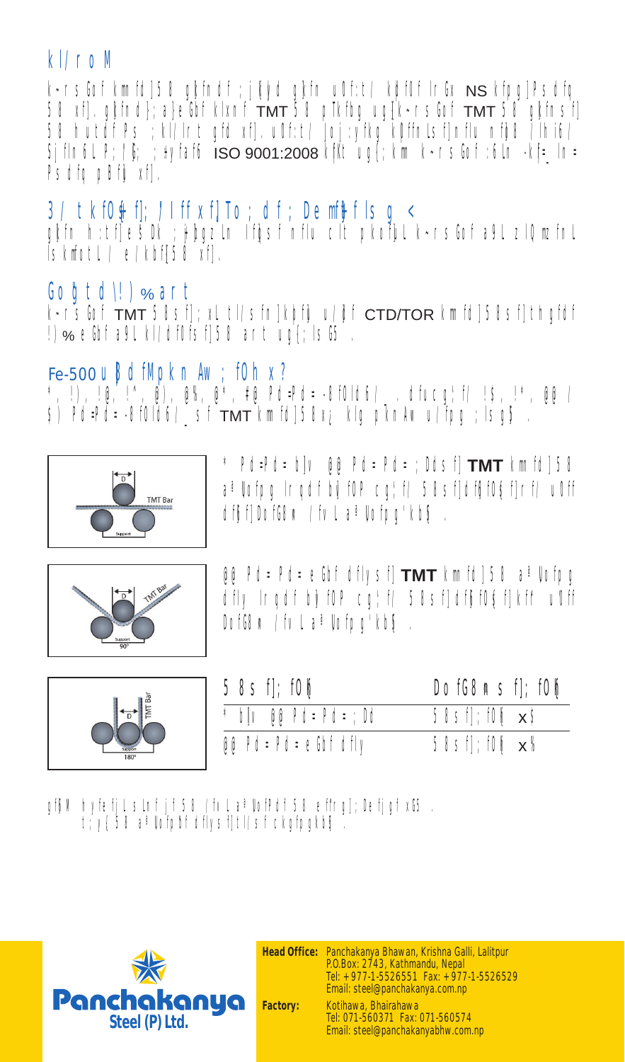# kl/ro M

k~rs Gof kmm fd]58 gåkfndf ;j{k|yd gåkfn uOf:t/ kfØf0f lrGx NS kfpg]Ps dfq 58 xf]. gåkfnd}; a}eGbf klxnf TMT 58 pTkfbg ug[k~rs Gof TMT 58 gåkfns f] 58 hutdf Ps ;kl/lrt gfd xf]. uOf:t/ Joj:yfkg kØffnLs f]nflu nfØ8 /lhi6/ Sj fln6L P;/Ŋ; ;#yfaf6 ISO 9001:2008 kfKt ug{;kmm k~rs Gof :6Ln ·k[b ln= Ps dfq pBfU xf].

## 3/ tkfO{#f]; /lff xf]To;df; De mfØflsg <

gåfn h:tf]e5Dk ;#bgzLn lfØsf nflu clt pkoftL k~rs Gof a9L z lQmzfnL ls kmfotL / e/kbf[58 xf].

## GoØ td !) % art

k~rs Gof TMT 58s f]; xLtl/s fn]kbf u/Øf CTD/TOR kmmfd]58s f]thgfdf !)% eGbf a9L kl/dfOfs f]58 art ug{;ls G5 .

## Fe-500 uØ8fMpkn Aw ; f0h x?

*, !), !@, !^, @), @%, @*, #@ Pd=Pd= -8fØld6/ . dfucg;f/ !$, !*, @@ / $) Pd=Pd= -8fØld6/_sf TMT kmmfd]58x¿ klg pkn Aw u/fpg ;ls g$ .

* Pd=Pd= b]lv @@ Pd= Pd= ;Dds f] TMT kmmfd]58 a‡ Ufpfg lrqdf bØf0P cg';f/ 58 s f]dfØfO{ f]r f/ uOff dfØf]DofG8m /fv L a‡ Ufpfg 'kb$ .

@@ Pd= Pd= eGbf dfly s f] TMT kmmfd]58 a‡ Ufpfg dfly lrqdf bØf0P cg';f/ 58 s f]dfØfO{ f]kff uOff DofG8m /fv L a‡ Ufpfg 'kb$ .

| 58 s f]; fO{ | DofG8m s f]; fO{ |
|---|---|
| * b]lv @@ Pd= Pd= ;Dd | 58 s f]; fO{ x$ |
| @@ Pd= Pd= eGbf dfly | 58 s f]; fO{ x% |

gf]6M hyfeflLs lnf j f 58 /fv L a‡ UofPdf 58 eflrg]; Defjgf xG5 .
t; y{58 a‡ Ufpfbf dflys f]tl/s f ckgfpfgkb$ .

**Panchakanya Steel (P) Ltd.**

**Head Office:** Panchakanya Bhawan, Krishna Galli, Lalitpur
P.O.Box: 2743, Kathmandu, Nepal
Tel: +977-1-5526551 Fax: +977-1-5526529
Email: steel@panchakanya.com.np

**Factory:** Kotihawa, Bhairahawa
Tel: 071-560371 Fax: 071-560574
Email: steel@panchakanyabhw.com.np